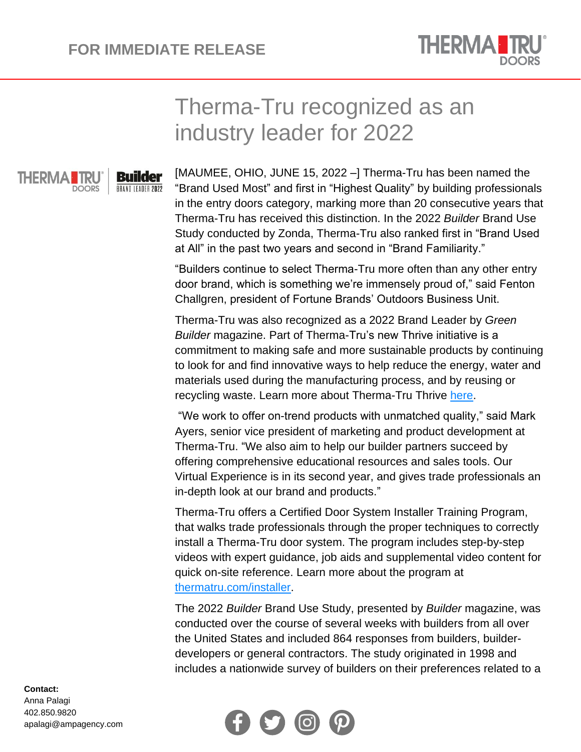FOR IMMEDIATE RELEASE

# Therma-Tru recognized as an industry leader for 2022

[MAUMEE, OHIO, JUNE 15, 2022 –] Therma-Tru has been named the "Brand Used Most" and first in "Highest Quality" by building professionals in the entry doors category, marking more than 20 consecutive years that Therma-Tru has received this distinction. In the 2022 *Builder* Brand Use Study conducted by Zonda, Therma-Tru also ranked first in "Brand Used at All" in the past two years and second in "Brand Familiarity."

"Builders continue to select Therma-Tru more often than any other entry door brand, which is something we're immensely proud of," said Fenton Challgren, president of Fortune Brands' Outdoors Business Unit.

Therma-Tru was also recognized as a 2022 Brand Leader by *Green Builder* magazine. Part of Therma-Tru's new Thrive initiative is a commitment to making safe and more sustainable products by continuing to look for and find innovative ways to help reduce the energy, water and materials used during the manufacturing process, and by reusing or recycling waste. Learn more about Therma-Tru Thrive here.

"We work to offer on-trend products with unmatched quality," said Mark Ayers, senior vice president of marketing and product development at Therma-Tru. "We also aim to help our builder partners succeed by offering comprehensive educational resources and sales tools. Our Virtual Experience is in its second year, and gives trade professionals an in-depth look at our brand and products."

Therma-Tru offers a Certified Door System Installer Training Program, that walks trade professionals through the proper techniques to correctly install a Therma-Tru door system. The program includes step-by-step videos with expert guidance, job aids and supplemental video content for quick on-site reference. Learn more about the program at thermatru.com/installer.

The 2022 *Builder* Brand Use Study, presented by *Builder* magazine, was conducted over the course of several weeks with builders from all over the United States and included 864 responses from builders, builder-developers or general contractors. The study originated in 1998 and includes a nationwide survey of builders on their preferences related to a

**Contact:**
Anna Palagi
402.850.9820
apalagi@ampagency.com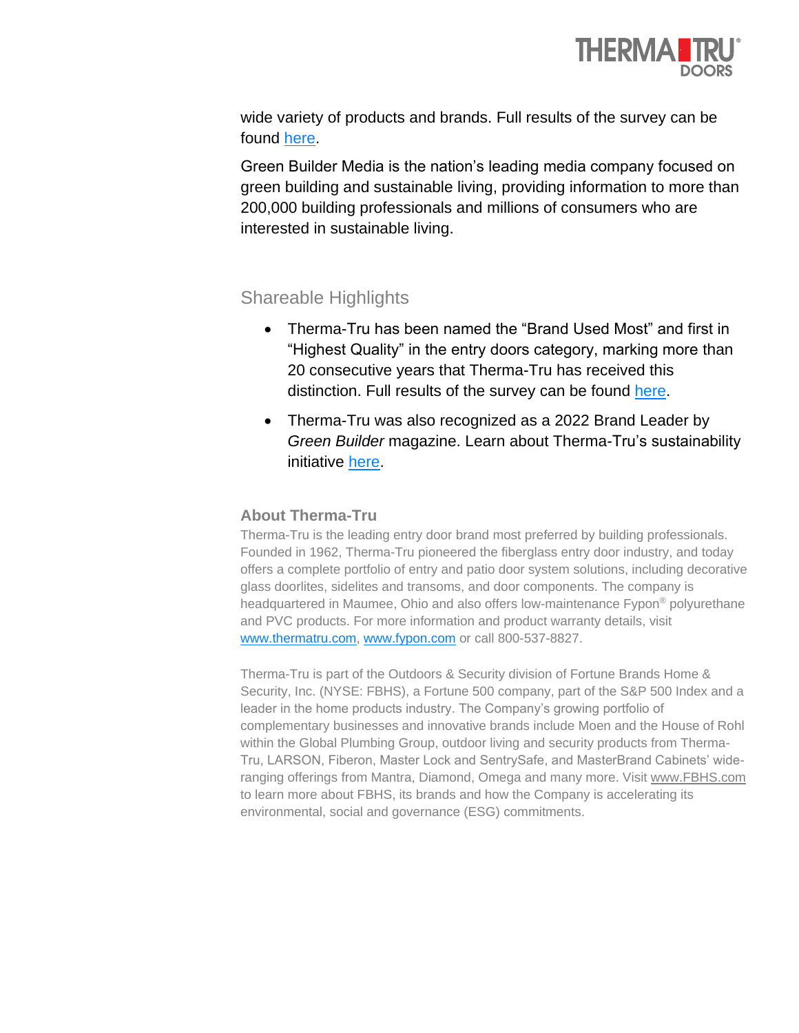wide variety of products and brands. Full results of the survey can be found here.

Green Builder Media is the nation's leading media company focused on green building and sustainable living, providing information to more than 200,000 building professionals and millions of consumers who are interested in sustainable living.

## Shareable Highlights

- Therma-Tru has been named the "Brand Used Most" and first in "Highest Quality" in the entry doors category, marking more than 20 consecutive years that Therma-Tru has received this distinction. Full results of the survey can be found here.
- Therma-Tru was also recognized as a 2022 Brand Leader by *Green Builder* magazine. Learn about Therma-Tru's sustainability initiative here.

### About Therma-Tru

Therma-Tru is the leading entry door brand most preferred by building professionals. Founded in 1962, Therma-Tru pioneered the fiberglass entry door industry, and today offers a complete portfolio of entry and patio door system solutions, including decorative glass doorlites, sidelites and transoms, and door components. The company is headquartered in Maumee, Ohio and also offers low-maintenance Fypon® polyurethane and PVC products. For more information and product warranty details, visit www.thermatru.com, www.fypon.com or call 800-537-8827.

Therma-Tru is part of the Outdoors & Security division of Fortune Brands Home & Security, Inc. (NYSE: FBHS), a Fortune 500 company, part of the S&P 500 Index and a leader in the home products industry. The Company's growing portfolio of complementary businesses and innovative brands include Moen and the House of Rohl within the Global Plumbing Group, outdoor living and security products from Therma-Tru, LARSON, Fiberon, Master Lock and SentrySafe, and MasterBrand Cabinets' wide-ranging offerings from Mantra, Diamond, Omega and many more. Visit www.FBHS.com to learn more about FBHS, its brands and how the Company is accelerating its environmental, social and governance (ESG) commitments.